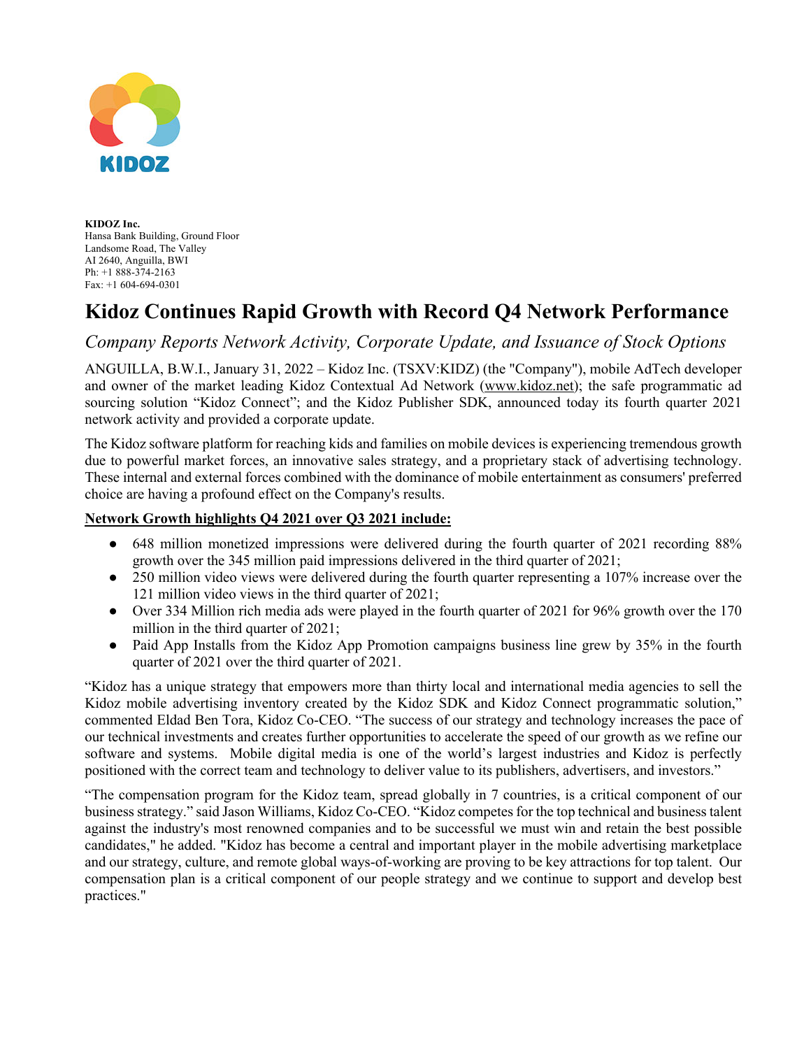**KIDOZ Inc.**
Hansa Bank Building, Ground Floor
Landsome Road, The Valley
AI 2640, Anguilla, BWI
Ph: +1 888-374-2163
Fax: +1 604-694-0301

# Kidoz Continues Rapid Growth with Record Q4 Network Performance

## *Company Reports Network Activity, Corporate Update, and Issuance of Stock Options*

ANGUILLA, B.W.I., January 31, 2022 – Kidoz Inc. (TSXV:KIDZ) (the "Company"), mobile AdTech developer and owner of the market leading Kidoz Contextual Ad Network (www.kidoz.net); the safe programmatic ad sourcing solution "Kidoz Connect"; and the Kidoz Publisher SDK, announced today its fourth quarter 2021 network activity and provided a corporate update.

The Kidoz software platform for reaching kids and families on mobile devices is experiencing tremendous growth due to powerful market forces, an innovative sales strategy, and a proprietary stack of advertising technology. These internal and external forces combined with the dominance of mobile entertainment as consumers' preferred choice are having a profound effect on the Company's results.

**Network Growth highlights Q4 2021 over Q3 2021 include:**

- 648 million monetized impressions were delivered during the fourth quarter of 2021 recording 88% growth over the 345 million paid impressions delivered in the third quarter of 2021;
- 250 million video views were delivered during the fourth quarter representing a 107% increase over the 121 million video views in the third quarter of 2021;
- Over 334 Million rich media ads were played in the fourth quarter of 2021 for 96% growth over the 170 million in the third quarter of 2021;
- Paid App Installs from the Kidoz App Promotion campaigns business line grew by 35% in the fourth quarter of 2021 over the third quarter of 2021.

"Kidoz has a unique strategy that empowers more than thirty local and international media agencies to sell the Kidoz mobile advertising inventory created by the Kidoz SDK and Kidoz Connect programmatic solution," commented Eldad Ben Tora, Kidoz Co-CEO. "The success of our strategy and technology increases the pace of our technical investments and creates further opportunities to accelerate the speed of our growth as we refine our software and systems. Mobile digital media is one of the world's largest industries and Kidoz is perfectly positioned with the correct team and technology to deliver value to its publishers, advertisers, and investors."

"The compensation program for the Kidoz team, spread globally in 7 countries, is a critical component of our business strategy." said Jason Williams, Kidoz Co-CEO. "Kidoz competes for the top technical and business talent against the industry's most renowned companies and to be successful we must win and retain the best possible candidates," he added. "Kidoz has become a central and important player in the mobile advertising marketplace and our strategy, culture, and remote global ways-of-working are proving to be key attractions for top talent. Our compensation plan is a critical component of our people strategy and we continue to support and develop best practices."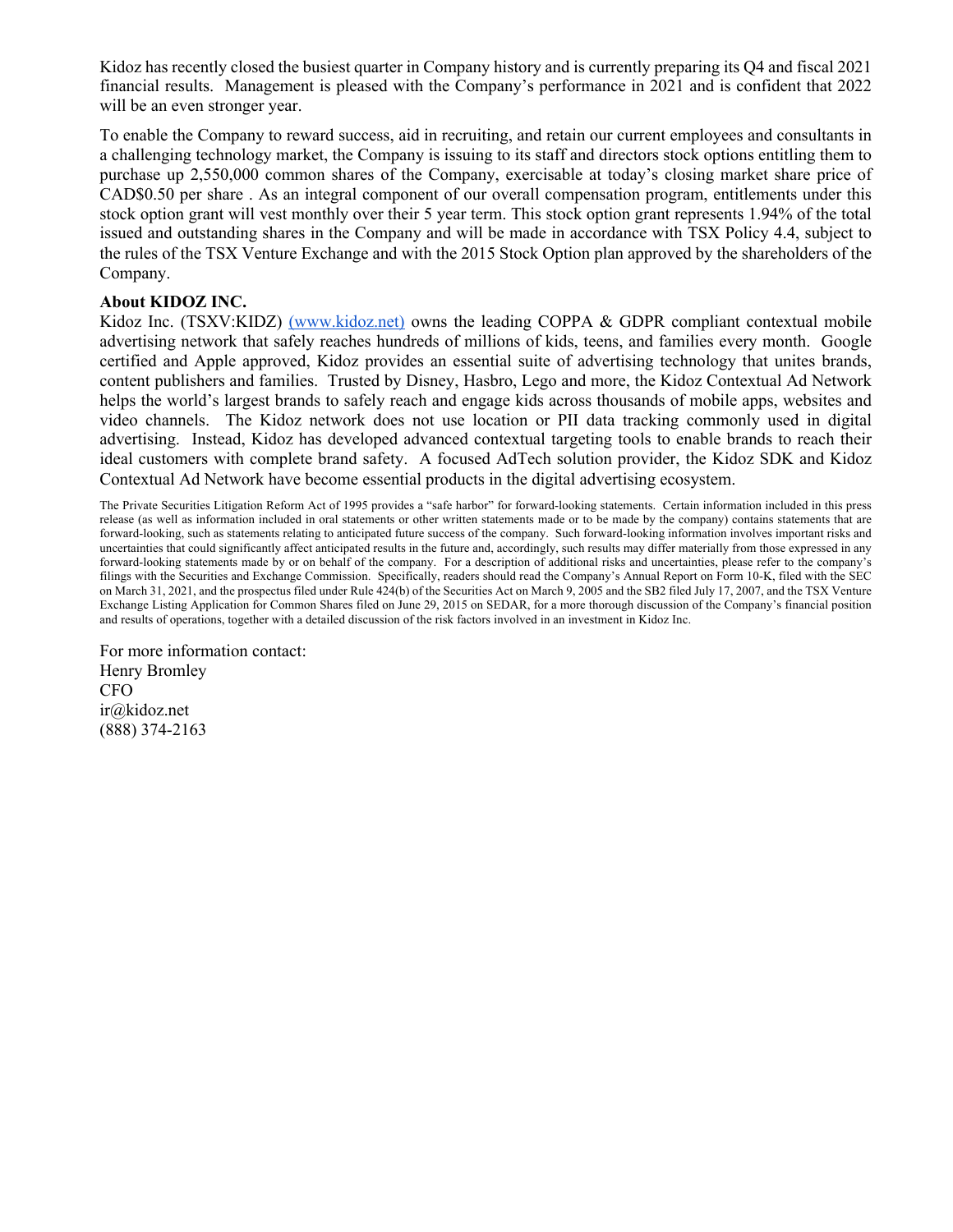Kidoz has recently closed the busiest quarter in Company history and is currently preparing its Q4 and fiscal 2021 financial results. Management is pleased with the Company's performance in 2021 and is confident that 2022 will be an even stronger year.

To enable the Company to reward success, aid in recruiting, and retain our current employees and consultants in a challenging technology market, the Company is issuing to its staff and directors stock options entitling them to purchase up 2,550,000 common shares of the Company, exercisable at today's closing market share price of CAD$0.50 per share . As an integral component of our overall compensation program, entitlements under this stock option grant will vest monthly over their 5 year term. This stock option grant represents 1.94% of the total issued and outstanding shares in the Company and will be made in accordance with TSX Policy 4.4, subject to the rules of the TSX Venture Exchange and with the 2015 Stock Option plan approved by the shareholders of the Company.

**About KIDOZ INC.**

Kidoz Inc. (TSXV:KIDZ) [(www.kidoz.net)](http://www.kidoz.net) owns the leading COPPA & GDPR compliant contextual mobile advertising network that safely reaches hundreds of millions of kids, teens, and families every month. Google certified and Apple approved, Kidoz provides an essential suite of advertising technology that unites brands, content publishers and families. Trusted by Disney, Hasbro, Lego and more, the Kidoz Contextual Ad Network helps the world's largest brands to safely reach and engage kids across thousands of mobile apps, websites and video channels. The Kidoz network does not use location or PII data tracking commonly used in digital advertising. Instead, Kidoz has developed advanced contextual targeting tools to enable brands to reach their ideal customers with complete brand safety. A focused AdTech solution provider, the Kidoz SDK and Kidoz Contextual Ad Network have become essential products in the digital advertising ecosystem.

The Private Securities Litigation Reform Act of 1995 provides a "safe harbor" for forward-looking statements. Certain information included in this press release (as well as information included in oral statements or other written statements made or to be made by the company) contains statements that are forward-looking, such as statements relating to anticipated future success of the company. Such forward-looking information involves important risks and uncertainties that could significantly affect anticipated results in the future and, accordingly, such results may differ materially from those expressed in any forward-looking statements made by or on behalf of the company. For a description of additional risks and uncertainties, please refer to the company's filings with the Securities and Exchange Commission. Specifically, readers should read the Company's Annual Report on Form 10-K, filed with the SEC on March 31, 2021, and the prospectus filed under Rule 424(b) of the Securities Act on March 9, 2005 and the SB2 filed July 17, 2007, and the TSX Venture Exchange Listing Application for Common Shares filed on June 29, 2015 on SEDAR, for a more thorough discussion of the Company's financial position and results of operations, together with a detailed discussion of the risk factors involved in an investment in Kidoz Inc.

For more information contact:
Henry Bromley
CFO
ir@kidoz.net
(888) 374-2163